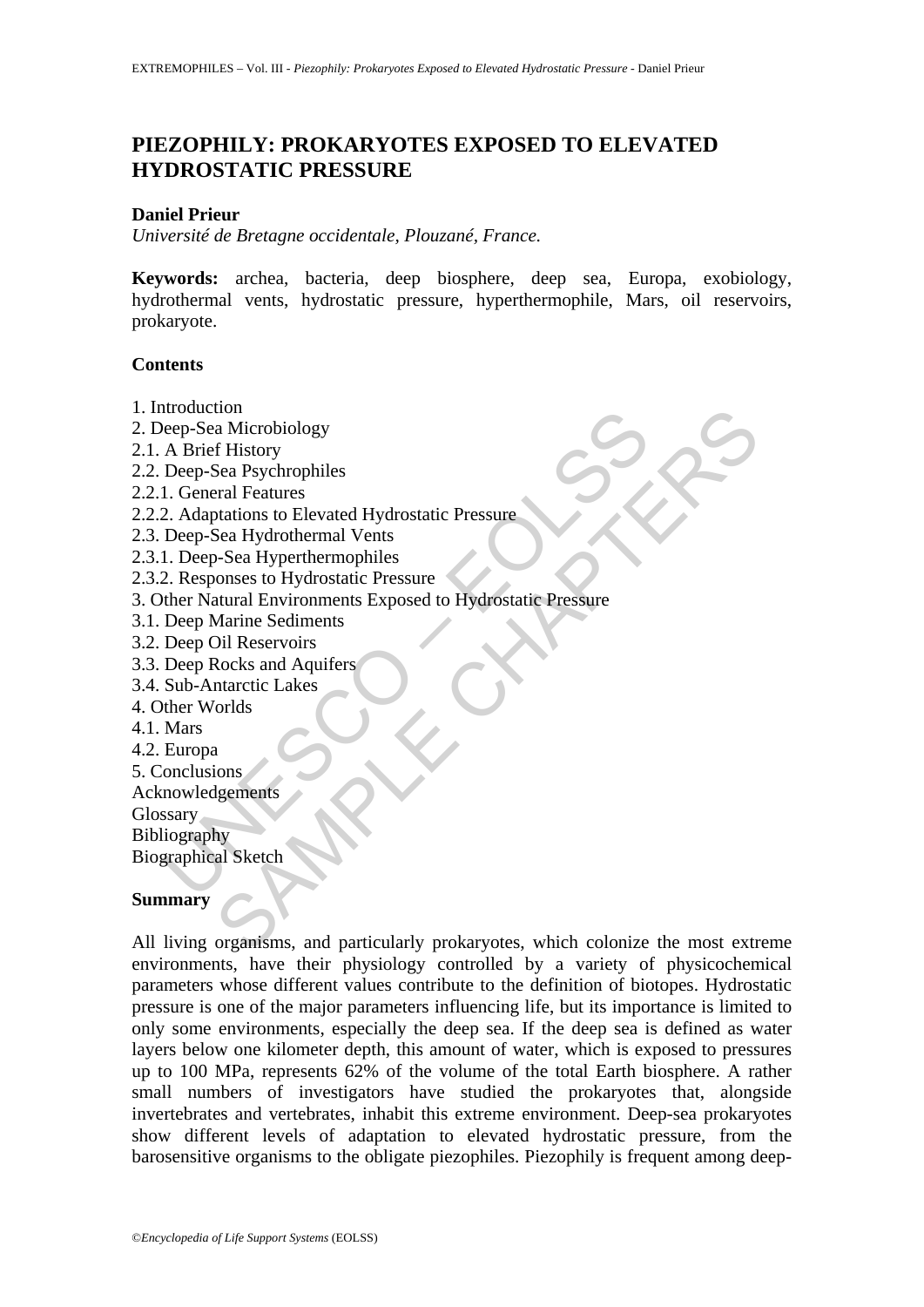# PIEZOPHILY: PROKARYOTES EXPOSED TO ELEVATED HYDROSTATIC PRESSURE

**Daniel Prieur**

*Université de Bretagne occidentale, Plouzané, France.*

**Keywords:** archea, bacteria, deep biosphere, deep sea, Europa, exobiology, hydrothermal vents, hydrostatic pressure, hyperthermophile, Mars, oil reservoirs, prokaryote.

## Contents

1. Introduction
2. Deep-Sea Microbiology
2.1. A Brief History
2.2. Deep-Sea Psychrophiles
2.2.1. General Features
2.2.2. Adaptations to Elevated Hydrostatic Pressure
2.3. Deep-Sea Hydrothermal Vents
2.3.1. Deep-Sea Hyperthermophiles
2.3.2. Responses to Hydrostatic Pressure
3. Other Natural Environments Exposed to Hydrostatic Pressure
3.1. Deep Marine Sediments
3.2. Deep Oil Reservoirs
3.3. Deep Rocks and Aquifers
3.4. Sub-Antarctic Lakes
4. Other Worlds
4.1. Mars
4.2. Europa
5. Conclusions

Acknowledgements

Glossary

Bibliography

Biographical Sketch

## Summary

All living organisms, and particularly prokaryotes, which colonize the most extreme environments, have their physiology controlled by a variety of physicochemical parameters whose different values contribute to the definition of biotopes. Hydrostatic pressure is one of the major parameters influencing life, but its importance is limited to only some environments, especially the deep sea. If the deep sea is defined as water layers below one kilometer depth, this amount of water, which is exposed to pressures up to 100 MPa, represents 62% of the volume of the total Earth biosphere. A rather small numbers of investigators have studied the prokaryotes that, alongside invertebrates and vertebrates, inhabit this extreme environment. Deep-sea prokaryotes show different levels of adaptation to elevated hydrostatic pressure, from the barosensitive organisms to the obligate piezophiles. Piezophily is frequent among deep-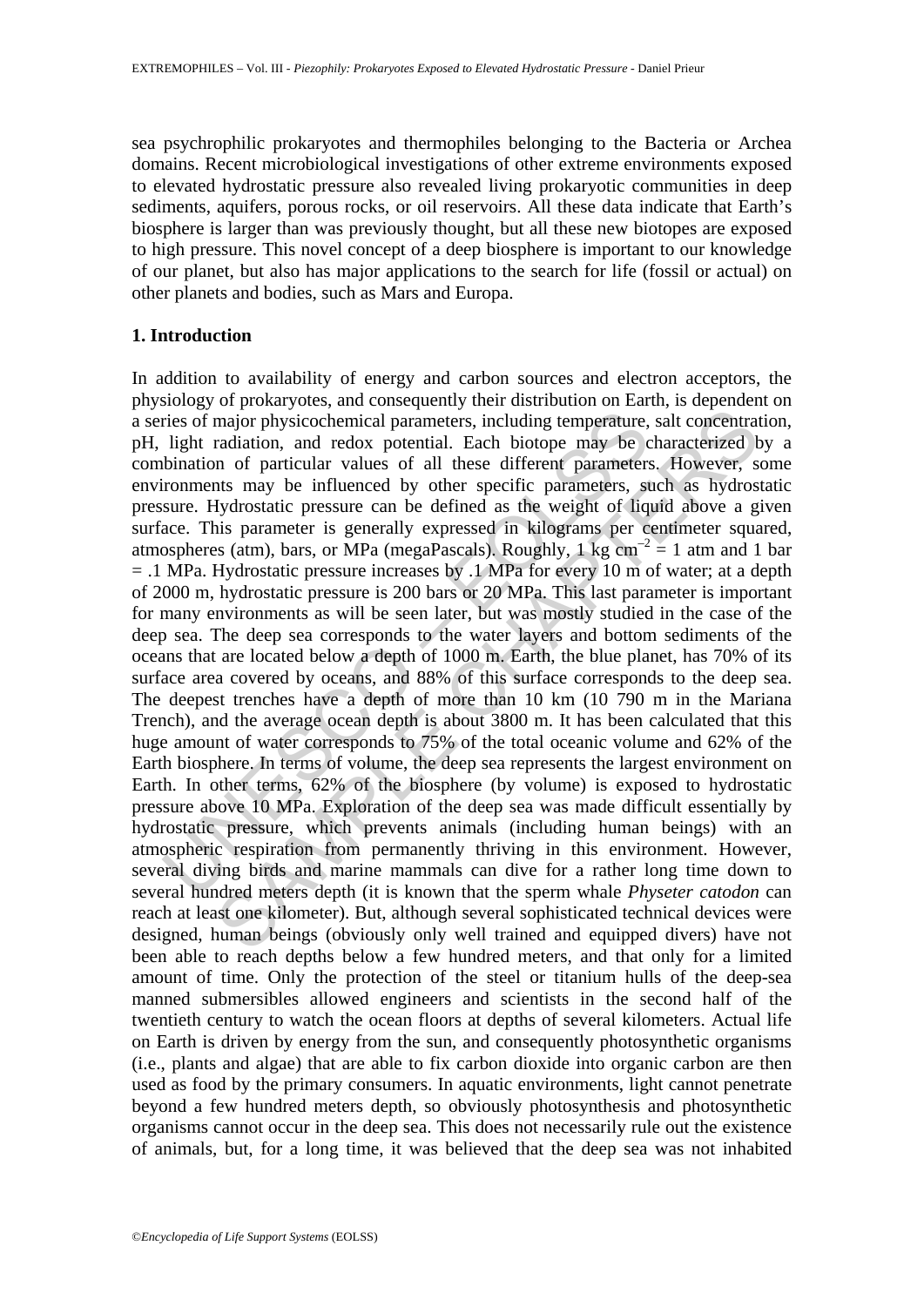sea psychrophilic prokaryotes and thermophiles belonging to the Bacteria or Archea domains. Recent microbiological investigations of other extreme environments exposed to elevated hydrostatic pressure also revealed living prokaryotic communities in deep sediments, aquifers, porous rocks, or oil reservoirs. All these data indicate that Earth's biosphere is larger than was previously thought, but all these new biotopes are exposed to high pressure. This novel concept of a deep biosphere is important to our knowledge of our planet, but also has major applications to the search for life (fossil or actual) on other planets and bodies, such as Mars and Europa.

## 1. Introduction

In addition to availability of energy and carbon sources and electron acceptors, the physiology of prokaryotes, and consequently their distribution on Earth, is dependent on a series of major physicochemical parameters, including temperature, salt concentration, pH, light radiation, and redox potential. Each biotope may be characterized by a combination of particular values of all these different parameters. However, some environments may be influenced by other specific parameters, such as hydrostatic pressure. Hydrostatic pressure can be defined as the weight of liquid above a given surface. This parameter is generally expressed in kilograms per centimeter squared, atmospheres (atm), bars, or MPa (megaPascals). Roughly, 1 kg $cm^{-2}$ = 1 atm and 1 bar = .1 MPa. Hydrostatic pressure increases by .1 MPa for every 10 m of water; at a depth of 2000 m, hydrostatic pressure is 200 bars or 20 MPa. This last parameter is important for many environments as will be seen later, but was mostly studied in the case of the deep sea. The deep sea corresponds to the water layers and bottom sediments of the oceans that are located below a depth of 1000 m. Earth, the blue planet, has 70% of its surface area covered by oceans, and 88% of this surface corresponds to the deep sea. The deepest trenches have a depth of more than 10 km (10 790 m in the Mariana Trench), and the average ocean depth is about 3800 m. It has been calculated that this huge amount of water corresponds to 75% of the total oceanic volume and 62% of the Earth biosphere. In terms of volume, the deep sea represents the largest environment on Earth. In other terms, 62% of the biosphere (by volume) is exposed to hydrostatic pressure above 10 MPa. Exploration of the deep sea was made difficult essentially by hydrostatic pressure, which prevents animals (including human beings) with an atmospheric respiration from permanently thriving in this environment. However, several diving birds and marine mammals can dive for a rather long time down to several hundred meters depth (it is known that the sperm whale *Physeter catodon* can reach at least one kilometer). But, although several sophisticated technical devices were designed, human beings (obviously only well trained and equipped divers) have not been able to reach depths below a few hundred meters, and that only for a limited amount of time. Only the protection of the steel or titanium hulls of the deep-sea manned submersibles allowed engineers and scientists in the second half of the twentieth century to watch the ocean floors at depths of several kilometers. Actual life on Earth is driven by energy from the sun, and consequently photosynthetic organisms (i.e., plants and algae) that are able to fix carbon dioxide into organic carbon are then used as food by the primary consumers. In aquatic environments, light cannot penetrate beyond a few hundred meters depth, so obviously photosynthesis and photosynthetic organisms cannot occur in the deep sea. This does not necessarily rule out the existence of animals, but, for a long time, it was believed that the deep sea was not inhabited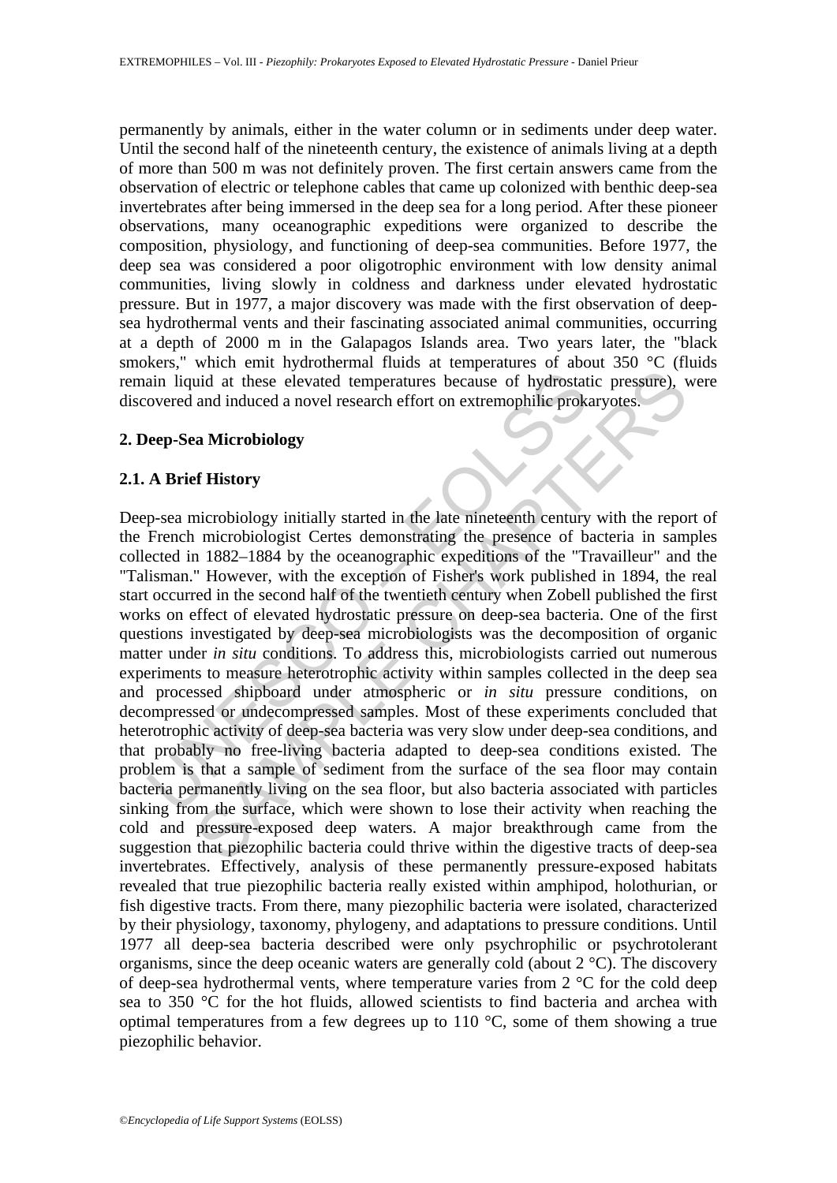permanently by animals, either in the water column or in sediments under deep water. Until the second half of the nineteenth century, the existence of animals living at a depth of more than 500 m was not definitely proven. The first certain answers came from the observation of electric or telephone cables that came up colonized with benthic deep-sea invertebrates after being immersed in the deep sea for a long period. After these pioneer observations, many oceanographic expeditions were organized to describe the composition, physiology, and functioning of deep-sea communities. Before 1977, the deep sea was considered a poor oligotrophic environment with low density animal communities, living slowly in coldness and darkness under elevated hydrostatic pressure. But in 1977, a major discovery was made with the first observation of deep-sea hydrothermal vents and their fascinating associated animal communities, occurring at a depth of 2000 m in the Galapagos Islands area. Two years later, the "black smokers," which emit hydrothermal fluids at temperatures of about 350 °C (fluids remain liquid at these elevated temperatures because of hydrostatic pressure), were discovered and induced a novel research effort on extremophilic prokaryotes.

## 2. Deep-Sea Microbiology

### 2.1. A Brief History

Deep-sea microbiology initially started in the late nineteenth century with the report of the French microbiologist Certes demonstrating the presence of bacteria in samples collected in 1882–1884 by the oceanographic expeditions of the "Travailleur" and the "Talisman." However, with the exception of Fisher's work published in 1894, the real start occurred in the second half of the twentieth century when Zobell published the first works on effect of elevated hydrostatic pressure on deep-sea bacteria. One of the first questions investigated by deep-sea microbiologists was the decomposition of organic matter under *in situ* conditions. To address this, microbiologists carried out numerous experiments to measure heterotrophic activity within samples collected in the deep sea and processed shipboard under atmospheric or *in situ* pressure conditions, on decompressed or undecompressed samples. Most of these experiments concluded that heterotrophic activity of deep-sea bacteria was very slow under deep-sea conditions, and that probably no free-living bacteria adapted to deep-sea conditions existed. The problem is that a sample of sediment from the surface of the sea floor may contain bacteria permanently living on the sea floor, but also bacteria associated with particles sinking from the surface, which were shown to lose their activity when reaching the cold and pressure-exposed deep waters. A major breakthrough came from the suggestion that piezophilic bacteria could thrive within the digestive tracts of deep-sea invertebrates. Effectively, analysis of these permanently pressure-exposed habitats revealed that true piezophilic bacteria really existed within amphipod, holothurian, or fish digestive tracts. From there, many piezophilic bacteria were isolated, characterized by their physiology, taxonomy, phylogeny, and adaptations to pressure conditions. Until 1977 all deep-sea bacteria described were only psychrophilic or psychrotolerant organisms, since the deep oceanic waters are generally cold (about 2 °C). The discovery of deep-sea hydrothermal vents, where temperature varies from 2 °C for the cold deep sea to 350 °C for the hot fluids, allowed scientists to find bacteria and archea with optimal temperatures from a few degrees up to 110 °C, some of them showing a true piezophilic behavior.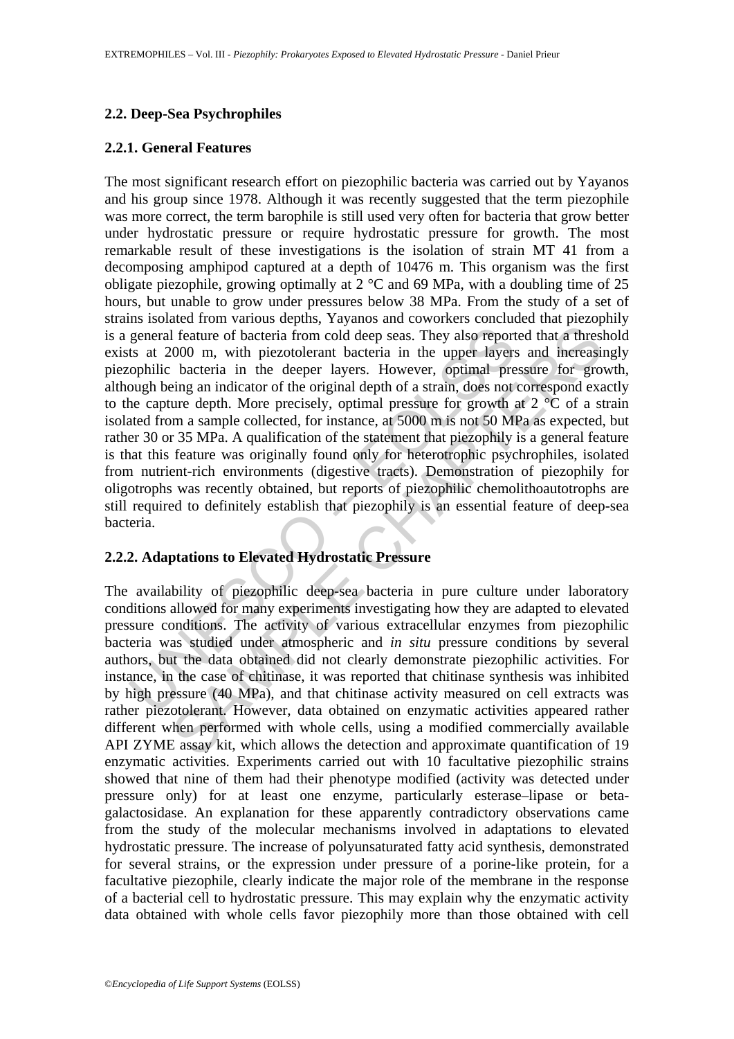### 2.2. Deep-Sea Psychrophiles

#### 2.2.1. General Features

The most significant research effort on piezophilic bacteria was carried out by Yayanos and his group since 1978. Although it was recently suggested that the term piezophile was more correct, the term barophile is still used very often for bacteria that grow better under hydrostatic pressure or require hydrostatic pressure for growth. The most remarkable result of these investigations is the isolation of strain MT 41 from a decomposing amphipod captured at a depth of 10476 m. This organism was the first obligate piezophile, growing optimally at 2 °C and 69 MPa, with a doubling time of 25 hours, but unable to grow under pressures below 38 MPa. From the study of a set of strains isolated from various depths, Yayanos and coworkers concluded that piezophily is a general feature of bacteria from cold deep seas. They also reported that a threshold exists at 2000 m, with piezotolerant bacteria in the upper layers and increasingly piezophilic bacteria in the deeper layers. However, optimal pressure for growth, although being an indicator of the original depth of a strain, does not correspond exactly to the capture depth. More precisely, optimal pressure for growth at 2 °C of a strain isolated from a sample collected, for instance, at 5000 m is not 50 MPa as expected, but rather 30 or 35 MPa. A qualification of the statement that piezophily is a general feature is that this feature was originally found only for heterotrophic psychrophiles, isolated from nutrient-rich environments (digestive tracts). Demonstration of piezophily for oligotrophs was recently obtained, but reports of piezophilic chemolithoautotrophs are still required to definitely establish that piezophily is an essential feature of deep-sea bacteria.

#### 2.2.2. Adaptations to Elevated Hydrostatic Pressure

The availability of piezophilic deep-sea bacteria in pure culture under laboratory conditions allowed for many experiments investigating how they are adapted to elevated pressure conditions. The activity of various extracellular enzymes from piezophilic bacteria was studied under atmospheric and *in situ* pressure conditions by several authors, but the data obtained did not clearly demonstrate piezophilic activities. For instance, in the case of chitinase, it was reported that chitinase synthesis was inhibited by high pressure (40 MPa), and that chitinase activity measured on cell extracts was rather piezotolerant. However, data obtained on enzymatic activities appeared rather different when performed with whole cells, using a modified commercially available API ZYME assay kit, which allows the detection and approximate quantification of 19 enzymatic activities. Experiments carried out with 10 facultative piezophilic strains showed that nine of them had their phenotype modified (activity was detected under pressure only) for at least one enzyme, particularly esterase–lipase or beta-galactosidase. An explanation for these apparently contradictory observations came from the study of the molecular mechanisms involved in adaptations to elevated hydrostatic pressure. The increase of polyunsaturated fatty acid synthesis, demonstrated for several strains, or the expression under pressure of a porine-like protein, for a facultative piezophile, clearly indicate the major role of the membrane in the response of a bacterial cell to hydrostatic pressure. This may explain why the enzymatic activity data obtained with whole cells favor piezophily more than those obtained with cell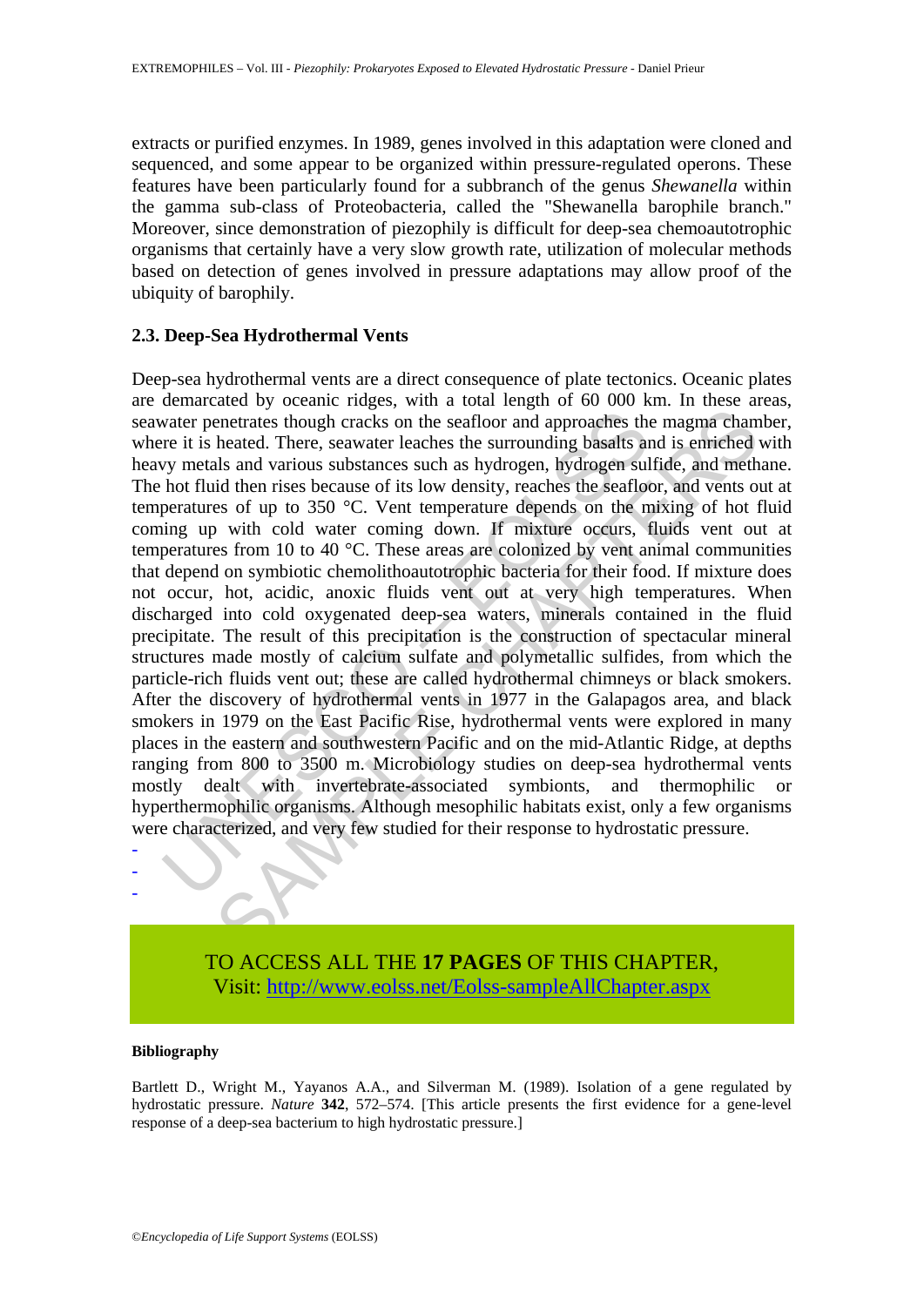extracts or purified enzymes. In 1989, genes involved in this adaptation were cloned and sequenced, and some appear to be organized within pressure-regulated operons. These features have been particularly found for a subbranch of the genus *Shewanella* within the gamma sub-class of Proteobacteria, called the "Shewanella barophile branch." Moreover, since demonstration of piezophily is difficult for deep-sea chemoautotrophic organisms that certainly have a very slow growth rate, utilization of molecular methods based on detection of genes involved in pressure adaptations may allow proof of the ubiquity of barophily.

### 2.3. Deep-Sea Hydrothermal Vents

Deep-sea hydrothermal vents are a direct consequence of plate tectonics. Oceanic plates are demarcated by oceanic ridges, with a total length of 60 000 km. In these areas, seawater penetrates though cracks on the seafloor and approaches the magma chamber, where it is heated. There, seawater leaches the surrounding basalts and is enriched with heavy metals and various substances such as hydrogen, hydrogen sulfide, and methane. The hot fluid then rises because of its low density, reaches the seafloor, and vents out at temperatures of up to 350 °C. Vent temperature depends on the mixing of hot fluid coming up with cold water coming down. If mixture occurs, fluids vent out at temperatures from 10 to 40 °C. These areas are colonized by vent animal communities that depend on symbiotic chemolithoautotrophic bacteria for their food. If mixture does not occur, hot, acidic, anoxic fluids vent out at very high temperatures. When discharged into cold oxygenated deep-sea waters, minerals contained in the fluid precipitate. The result of this precipitation is the construction of spectacular mineral structures made mostly of calcium sulfate and polymetallic sulfides, from which the particle-rich fluids vent out; these are called hydrothermal chimneys or black smokers. After the discovery of hydrothermal vents in 1977 in the Galapagos area, and black smokers in 1979 on the East Pacific Rise, hydrothermal vents were explored in many places in the eastern and southwestern Pacific and on the mid-Atlantic Ridge, at depths ranging from 800 to 3500 m. Microbiology studies on deep-sea hydrothermal vents mostly dealt with invertebrate-associated symbionts, and thermophilic or hyperthermophilic organisms. Although mesophilic habitats exist, only a few organisms were characterized, and very few studied for their response to hydrostatic pressure.

-
-
-

TO ACCESS ALL THE **17 PAGES** OF THIS CHAPTER,
Visit: http://www.eolss.net/Eolss-sampleAllChapter.aspx

**Bibliography**

Bartlett D., Wright M., Yayanos A.A., and Silverman M. (1989). Isolation of a gene regulated by hydrostatic pressure. *Nature* **342**, 572–574. [This article presents the first evidence for a gene-level response of a deep-sea bacterium to high hydrostatic pressure.]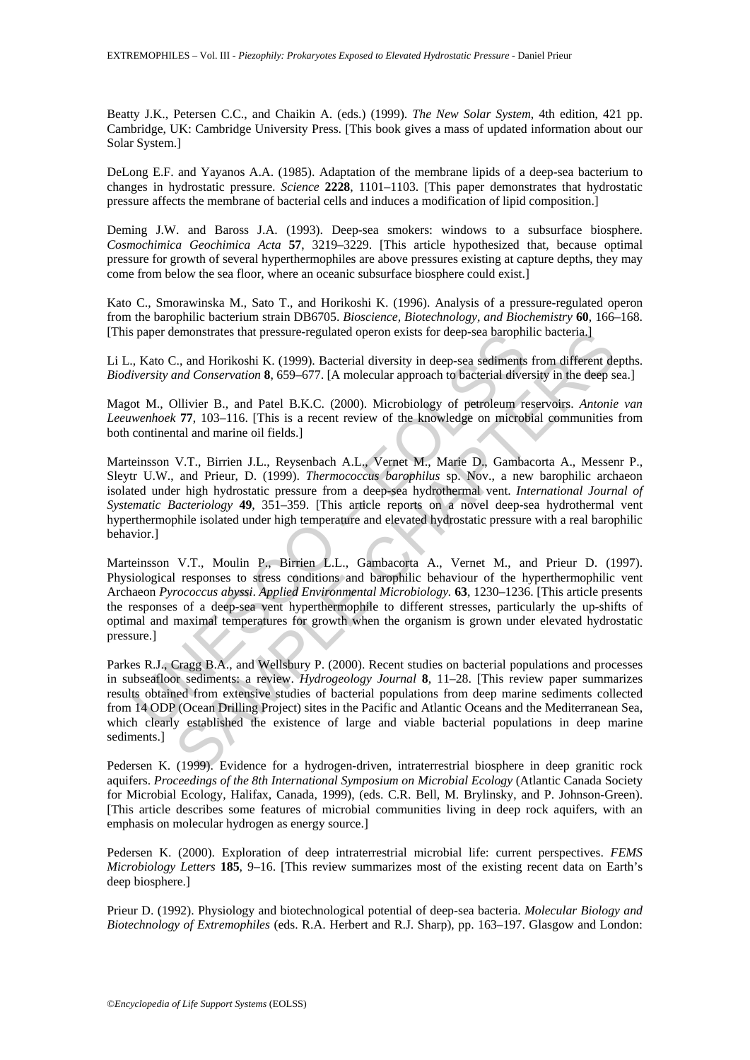Beatty J.K., Petersen C.C., and Chaikin A. (eds.) (1999). *The New Solar System*, 4th edition, 421 pp. Cambridge, UK: Cambridge University Press. [This book gives a mass of updated information about our Solar System.]

DeLong E.F. and Yayanos A.A. (1985). Adaptation of the membrane lipids of a deep-sea bacterium to changes in hydrostatic pressure. *Science* **2228**, 1101–1103. [This paper demonstrates that hydrostatic pressure affects the membrane of bacterial cells and induces a modification of lipid composition.]

Deming J.W. and Baross J.A. (1993). Deep-sea smokers: windows to a subsurface biosphere. *Cosmochimica Geochimica Acta* **57**, 3219–3229. [This article hypothesized that, because optimal pressure for growth of several hyperthermophiles are above pressures existing at capture depths, they may come from below the sea floor, where an oceanic subsurface biosphere could exist.]

Kato C., Smorawinska M., Sato T., and Horikoshi K. (1996). Analysis of a pressure-regulated operon from the barophilic bacterium strain DB6705. *Bioscience, Biotechnology, and Biochemistry* **60**, 166–168. [This paper demonstrates that pressure-regulated operon exists for deep-sea barophilic bacteria.]

Li L., Kato C., and Horikoshi K. (1999). Bacterial diversity in deep-sea sediments from different depths. *Biodiversity and Conservation* **8**, 659–677. [A molecular approach to bacterial diversity in the deep sea.]

Magot M., Ollivier B., and Patel B.K.C. (2000). Microbiology of petroleum reservoirs. *Antonie van Leeuwenhoek* **77**, 103–116. [This is a recent review of the knowledge on microbial communities from both continental and marine oil fields.]

Marteinsson V.T., Birrien J.L., Reysenbach A.L., Vernet M., Marie D., Gambacorta A., Messenr P., Sleytr U.W., and Prieur, D. (1999). *Thermococcus barophilus* sp. Nov., a new barophilic archaeon isolated under high hydrostatic pressure from a deep-sea hydrothermal vent. *International Journal of Systematic Bacteriology* **49**, 351–359. [This article reports on a novel deep-sea hydrothermal vent hyperthermophile isolated under high temperature and elevated hydrostatic pressure with a real barophilic behavior.]

Marteinsson V.T., Moulin P., Birrien L.L., Gambacorta A., Vernet M., and Prieur D. (1997). Physiological responses to stress conditions and barophilic behaviour of the hyperthermophilic vent Archaeon *Pyrococcus abyssi*. *Applied Environmental Microbiology.* **63**, 1230–1236. [This article presents the responses of a deep-sea vent hyperthermophile to different stresses, particularly the up-shifts of optimal and maximal temperatures for growth when the organism is grown under elevated hydrostatic pressure.]

Parkes R.J., Cragg B.A., and Wellsbury P. (2000). Recent studies on bacterial populations and processes in subseafloor sediments: a review. *Hydrogeology Journal* **8**, 11–28. [This review paper summarizes results obtained from extensive studies of bacterial populations from deep marine sediments collected from 14 ODP (Ocean Drilling Project) sites in the Pacific and Atlantic Oceans and the Mediterranean Sea, which clearly established the existence of large and viable bacterial populations in deep marine sediments.]

Pedersen K. (1999). Evidence for a hydrogen-driven, intraterrestrial biosphere in deep granitic rock aquifers. *Proceedings of the 8th International Symposium on Microbial Ecology* (Atlantic Canada Society for Microbial Ecology, Halifax, Canada, 1999), (eds. C.R. Bell, M. Brylinsky, and P. Johnson-Green). [This article describes some features of microbial communities living in deep rock aquifers, with an emphasis on molecular hydrogen as energy source.]

Pedersen K. (2000). Exploration of deep intraterrestrial microbial life: current perspectives. *FEMS Microbiology Letters* **185**, 9–16. [This review summarizes most of the existing recent data on Earth's deep biosphere.]

Prieur D. (1992). Physiology and biotechnological potential of deep-sea bacteria. *Molecular Biology and Biotechnology of Extremophiles* (eds. R.A. Herbert and R.J. Sharp), pp. 163–197. Glasgow and London: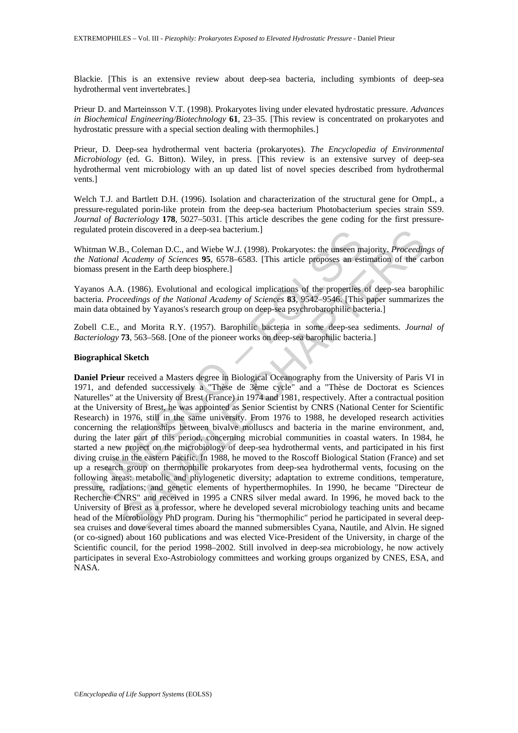Blackie. [This is an extensive review about deep-sea bacteria, including symbionts of deep-sea hydrothermal vent invertebrates.]

Prieur D. and Marteinsson V.T. (1998). Prokaryotes living under elevated hydrostatic pressure. *Advances in Biochemical Engineering/Biotechnology* **61**, 23–35. [This review is concentrated on prokaryotes and hydrostatic pressure with a special section dealing with thermophiles.]

Prieur, D. Deep-sea hydrothermal vent bacteria (prokaryotes). *The Encyclopedia of Environmental Microbiology* (ed. G. Bitton). Wiley, in press. [This review is an extensive survey of deep-sea hydrothermal vent microbiology with an up dated list of novel species described from hydrothermal vents.]

Welch T.J. and Bartlett D.H. (1996). Isolation and characterization of the structural gene for OmpL, a pressure-regulated porin-like protein from the deep-sea bacterium Photobacterium species strain SS9. *Journal of Bacteriology* **178**, 5027–5031. [This article describes the gene coding for the first pressure-regulated protein discovered in a deep-sea bacterium.]

Whitman W.B., Coleman D.C., and Wiebe W.J. (1998). Prokaryotes: the unseen majority. *Proceedings of the National Academy of Sciences* **95**, 6578–6583. [This article proposes an estimation of the carbon biomass present in the Earth deep biosphere.]

Yayanos A.A. (1986). Evolutional and ecological implications of the properties of deep-sea barophilic bacteria. *Proceedings of the National Academy of Sciences* **83**, 9542–9546. [This paper summarizes the main data obtained by Yayanos's research group on deep-sea psychrobarophilic bacteria.]

Zobell C.E., and Morita R.Y. (1957). Barophilic bacteria in some deep-sea sediments. *Journal of Bacteriology* **73**, 563–568. [One of the pioneer works on deep-sea barophilic bacteria.]

### Biographical Sketch

**Daniel Prieur** received a Masters degree in Biological Oceanography from the University of Paris VI in 1971, and defended successively a "Thèse de 3ème cycle" and a "Thèse de Doctorat es Sciences Naturelles" at the University of Brest (France) in 1974 and 1981, respectively. After a contractual position at the University of Brest, he was appointed as Senior Scientist by CNRS (National Center for Scientific Research) in 1976, still in the same university. From 1976 to 1988, he developed research activities concerning the relationships between bivalve molluscs and bacteria in the marine environment, and, during the later part of this period, concerning microbial communities in coastal waters. In 1984, he started a new project on the microbiology of deep-sea hydrothermal vents, and participated in his first diving cruise in the eastern Pacific. In 1988, he moved to the Roscoff Biological Station (France) and set up a research group on thermophilic prokaryotes from deep-sea hydrothermal vents, focusing on the following areas: metabolic and phylogenetic diversity; adaptation to extreme conditions, temperature, pressure, radiations; and genetic elements of hyperthermophiles. In 1990, he became "Directeur de Recherche CNRS" and received in 1995 a CNRS silver medal award. In 1996, he moved back to the University of Brest as a professor, where he developed several microbiology teaching units and became head of the Microbiology PhD program. During his "thermophilic" period he participated in several deep-sea cruises and dove several times aboard the manned submersibles Cyana, Nautile, and Alvin. He signed (or co-signed) about 160 publications and was elected Vice-President of the University, in charge of the Scientific council, for the period 1998–2002. Still involved in deep-sea microbiology, he now actively participates in several Exo-Astrobiology committees and working groups organized by CNES, ESA, and NASA.